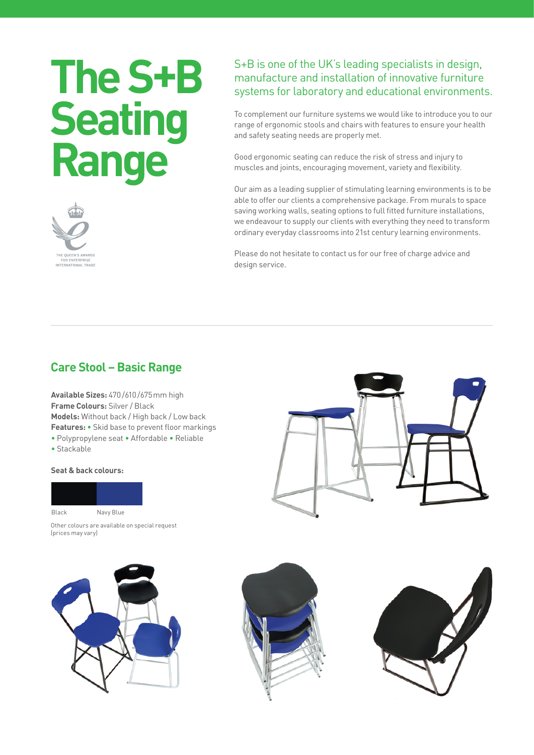# The S+B Seating Range

THE QUEEN'S AWARDS FOR ENTERPRISE INTERNATIONAL TRADE

S+B is one of the UK's leading specialists in design, manufacture and installation of innovative furniture systems for laboratory and educational environments.

To complement our furniture systems we would like to introduce you to our range of ergonomic stools and chairs with features to ensure your health and safety seating needs are properly met.

Good ergonomic seating can reduce the risk of stress and injury to muscles and joints, encouraging movement, variety and flexibility.

Our aim as a leading supplier of stimulating learning environments is to be able to offer our clients a comprehensive package. From murals to space saving working walls, seating options to full fitted furniture installations, we endeavour to supply our clients with everything they need to transform ordinary everyday classrooms into 21st century learning environments.

Please do not hesitate to contact us for our free of charge advice and design service.

## Care Stool – Basic Range

**Available Sizes:** 470/610/675mm high
**Frame Colours:** Silver / Black
**Models:** Without back / High back / Low back
**Features:** • Skid base to prevent floor markings
• Polypropylene seat • Affordable • Reliable
• Stackable

**Seat & back colours:**

Black | Navy Blue

Other colours are available on special request (prices may vary)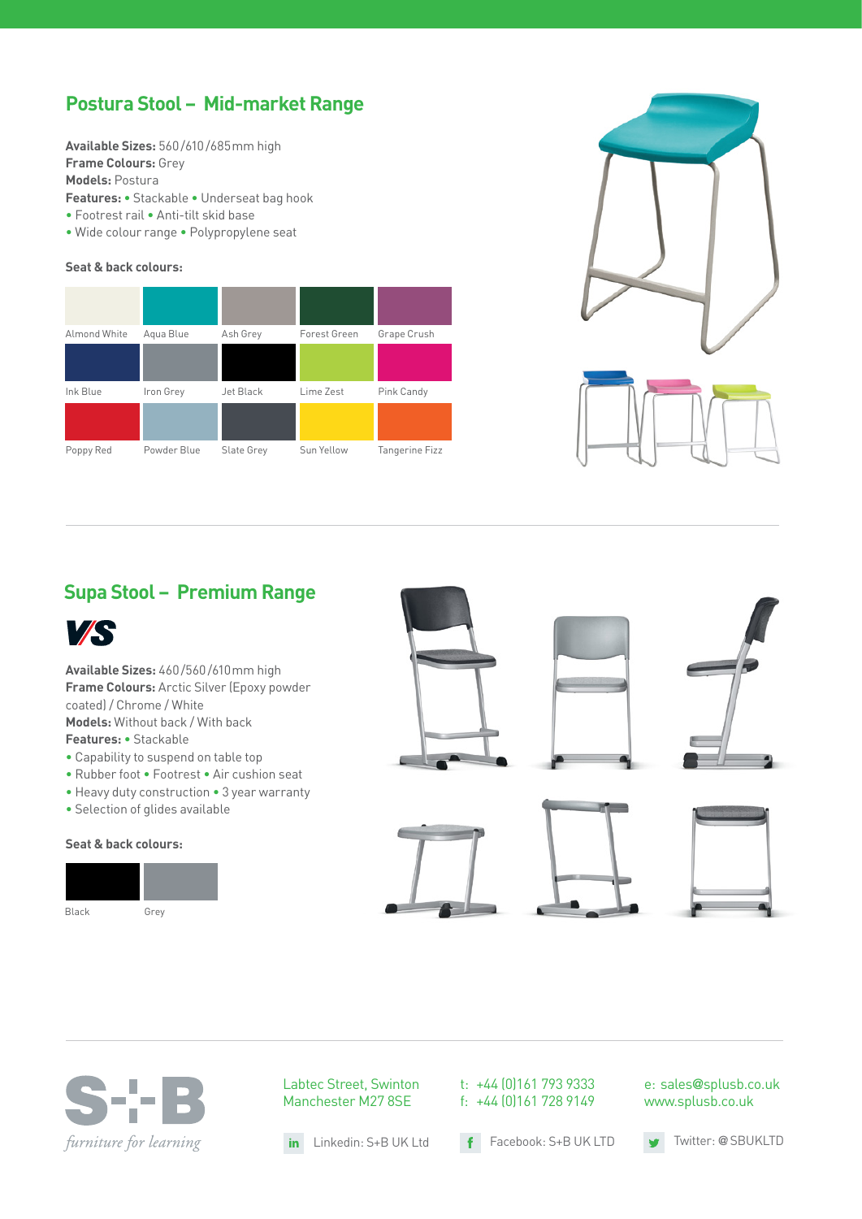## Postura Stool – Mid-market Range

**Available Sizes:** 560/610/685mm high
**Frame Colours:** Grey
**Models:** Postura
**Features:** • Stackable • Underseat bag hook
• Footrest rail • Anti-tilt skid base
• Wide colour range • Polypropylene seat

**Seat & back colours:**

| | | | | |
|---|---|---|---|---|
| Almond White | Aqua Blue | Ash Grey | Forest Green | Grape Crush |
| Ink Blue | Iron Grey | Jet Black | Lime Zest | Pink Candy |
| Poppy Red | Powder Blue | Slate Grey | Sun Yellow | Tangerine Fizz |

## Supa Stool – Premium Range

VS

**Available Sizes:** 460/560/610mm high
**Frame Colours:** Arctic Silver (Epoxy powder coated) / Chrome / White
**Models:** Without back / With back
**Features:** • Stackable
• Capability to suspend on table top
• Rubber foot • Footrest • Air cushion seat
• Heavy duty construction • 3 year warranty
• Selection of glides available

**Seat & back colours:**

| | |
|---|---|
| Black | Grey |

S+B
*furniture for learning*

Labtec Street, Swinton
Manchester M27 8SE

t: +44 (0)161 793 9333
f: +44 (0)161 728 9149

e: sales@splusb.co.uk
www.splusb.co.uk

Linkedin: S+B UK Ltd
Facebook: S+B UK LTD
Twitter: @SBUKLTD